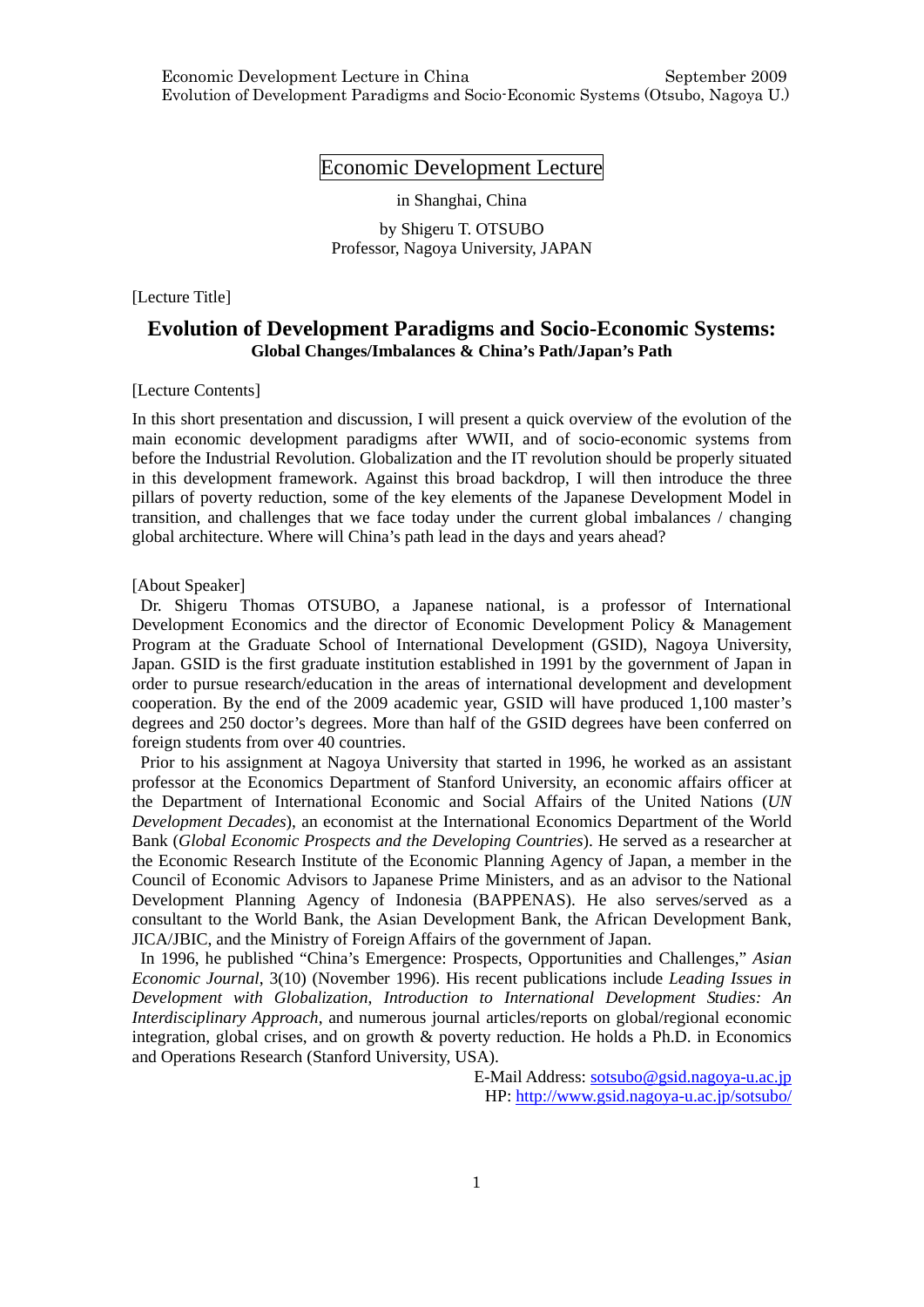# Economic Development Lecture

in Shanghai, China

by Shigeru T. OTSUBO
Professor, Nagoya University, JAPAN

[Lecture Title]

## Evolution of Development Paradigms and Socio-Economic Systems:
### Global Changes/Imbalances & China's Path/Japan's Path

[Lecture Contents]

In this short presentation and discussion, I will present a quick overview of the evolution of the main economic development paradigms after WWII, and of socio-economic systems from before the Industrial Revolution. Globalization and the IT revolution should be properly situated in this development framework. Against this broad backdrop, I will then introduce the three pillars of poverty reduction, some of the key elements of the Japanese Development Model in transition, and challenges that we face today under the current global imbalances / changing global architecture. Where will China's path lead in the days and years ahead?

[About Speaker]

Dr. Shigeru Thomas OTSUBO, a Japanese national, is a professor of International Development Economics and the director of Economic Development Policy & Management Program at the Graduate School of International Development (GSID), Nagoya University, Japan. GSID is the first graduate institution established in 1991 by the government of Japan in order to pursue research/education in the areas of international development and development cooperation. By the end of the 2009 academic year, GSID will have produced 1,100 master's degrees and 250 doctor's degrees. More than half of the GSID degrees have been conferred on foreign students from over 40 countries.

Prior to his assignment at Nagoya University that started in 1996, he worked as an assistant professor at the Economics Department of Stanford University, an economic affairs officer at the Department of International Economic and Social Affairs of the United Nations (*UN Development Decades*), an economist at the International Economics Department of the World Bank (*Global Economic Prospects and the Developing Countries*). He served as a researcher at the Economic Research Institute of the Economic Planning Agency of Japan, a member in the Council of Economic Advisors to Japanese Prime Ministers, and as an advisor to the National Development Planning Agency of Indonesia (BAPPENAS). He also serves/served as a consultant to the World Bank, the Asian Development Bank, the African Development Bank, JICA/JBIC, and the Ministry of Foreign Affairs of the government of Japan.

In 1996, he published "China's Emergence: Prospects, Opportunities and Challenges," *Asian Economic Journal*, 3(10) (November 1996). His recent publications include *Leading Issues in Development with Globalization*, *Introduction to International Development Studies: An Interdisciplinary Approach*, and numerous journal articles/reports on global/regional economic integration, global crises, and on growth & poverty reduction. He holds a Ph.D. in Economics and Operations Research (Stanford University, USA).

E-Mail Address: sotsubo@gsid.nagoya-u.ac.jp
HP: http://www.gsid.nagoya-u.ac.jp/sotsubo/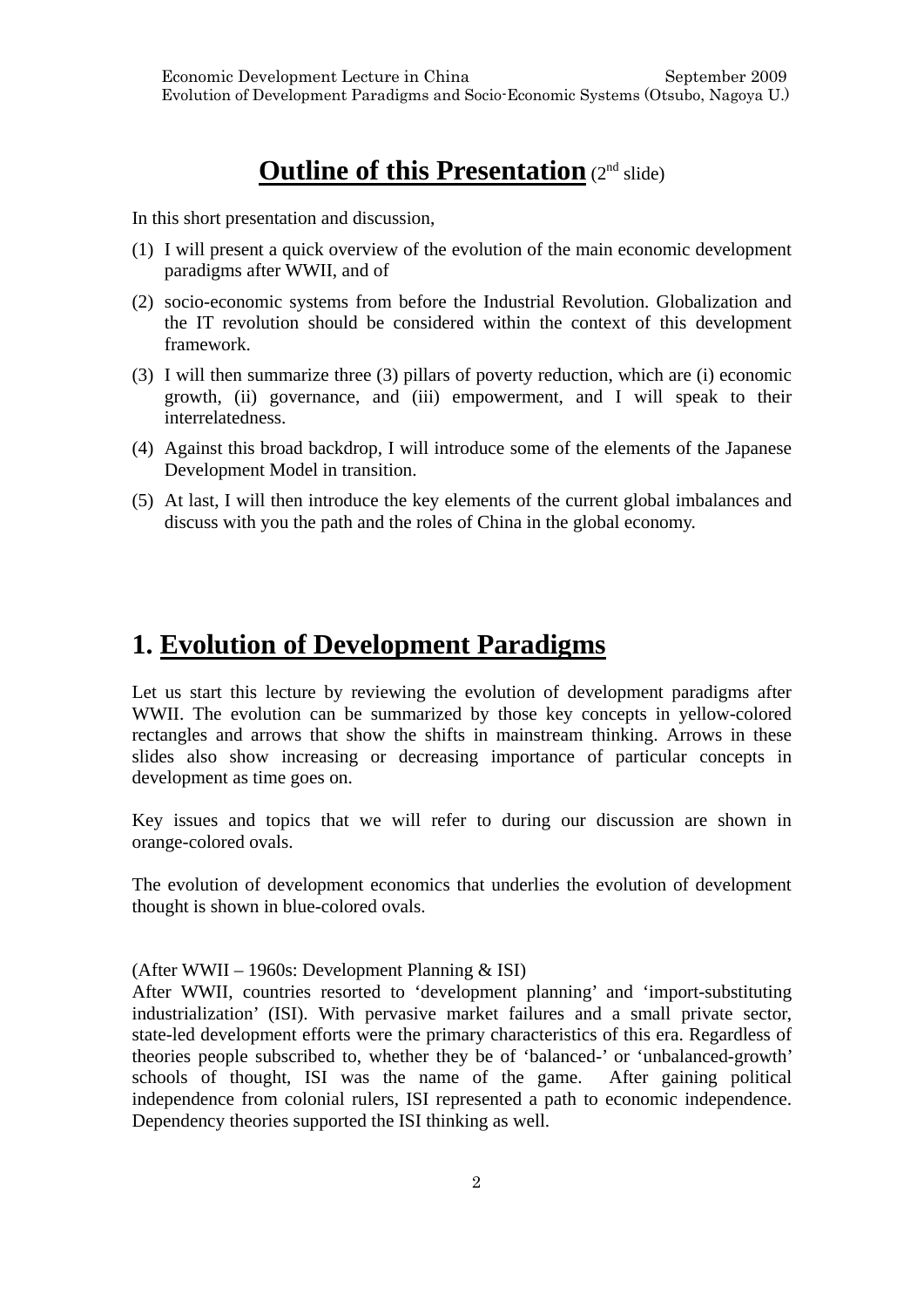# **Outline of this Presentation** (2nd slide)

In this short presentation and discussion,

(1) I will present a quick overview of the evolution of the main economic development paradigms after WWII, and of

(2) socio-economic systems from before the Industrial Revolution. Globalization and the IT revolution should be considered within the context of this development framework.

(3) I will then summarize three (3) pillars of poverty reduction, which are (i) economic growth, (ii) governance, and (iii) empowerment, and I will speak to their interrelatedness.

(4) Against this broad backdrop, I will introduce some of the elements of the Japanese Development Model in transition.

(5) At last, I will then introduce the key elements of the current global imbalances and discuss with you the path and the roles of China in the global economy.

## 1. Evolution of Development Paradigms

Let us start this lecture by reviewing the evolution of development paradigms after WWII. The evolution can be summarized by those key concepts in yellow-colored rectangles and arrows that show the shifts in mainstream thinking. Arrows in these slides also show increasing or decreasing importance of particular concepts in development as time goes on.

Key issues and topics that we will refer to during our discussion are shown in orange-colored ovals.

The evolution of development economics that underlies the evolution of development thought is shown in blue-colored ovals.

(After WWII – 1960s: Development Planning & ISI)

After WWII, countries resorted to 'development planning' and 'import-substituting industrialization' (ISI). With pervasive market failures and a small private sector, state-led development efforts were the primary characteristics of this era. Regardless of theories people subscribed to, whether they be of 'balanced-' or 'unbalanced-growth' schools of thought, ISI was the name of the game. After gaining political independence from colonial rulers, ISI represented a path to economic independence. Dependency theories supported the ISI thinking as well.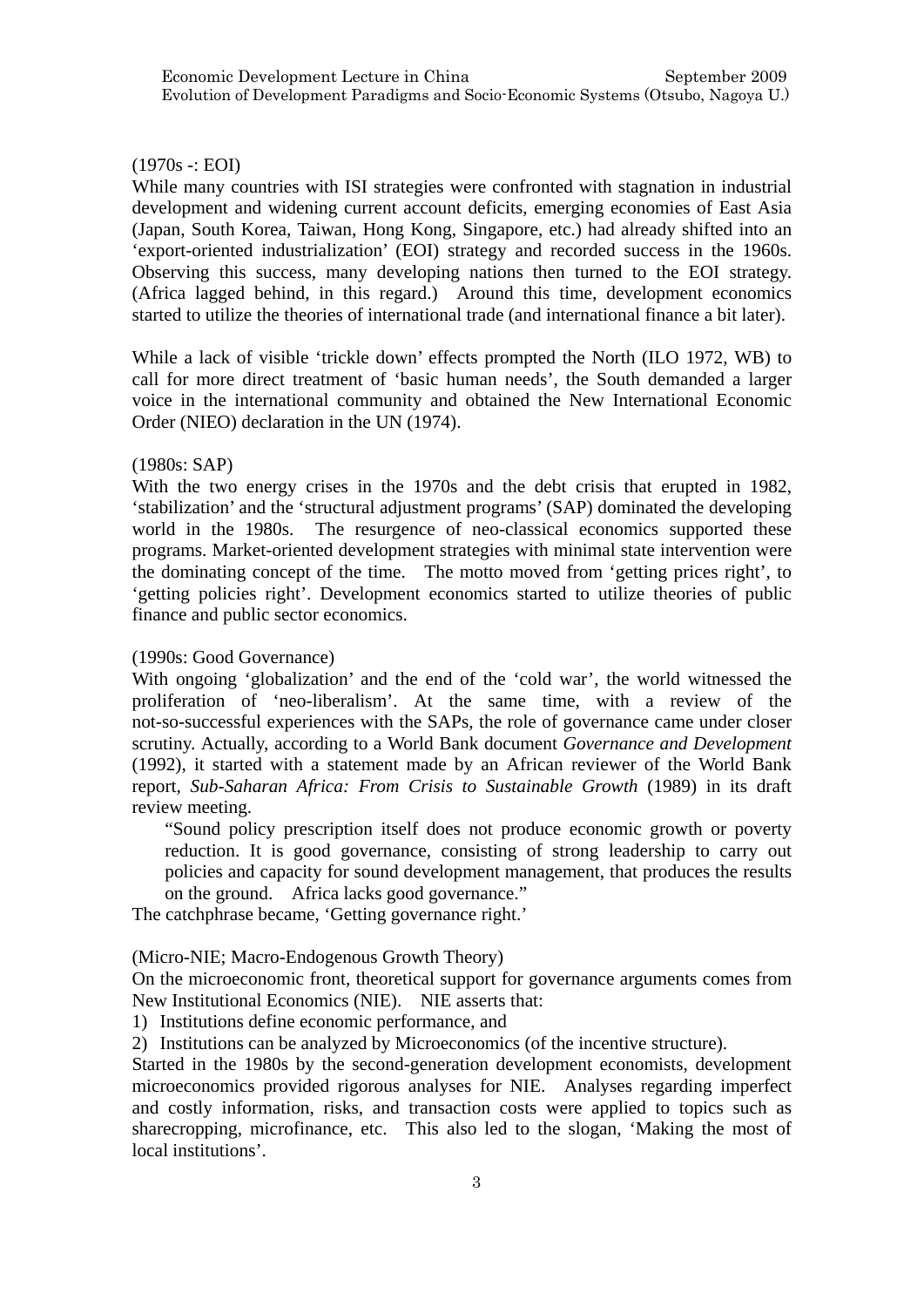(1970s -: EOI)

While many countries with ISI strategies were confronted with stagnation in industrial development and widening current account deficits, emerging economies of East Asia (Japan, South Korea, Taiwan, Hong Kong, Singapore, etc.) had already shifted into an 'export-oriented industrialization' (EOI) strategy and recorded success in the 1960s. Observing this success, many developing nations then turned to the EOI strategy. (Africa lagged behind, in this regard.) Around this time, development economics started to utilize the theories of international trade (and international finance a bit later).

While a lack of visible 'trickle down' effects prompted the North (ILO 1972, WB) to call for more direct treatment of 'basic human needs', the South demanded a larger voice in the international community and obtained the New International Economic Order (NIEO) declaration in the UN (1974).

(1980s: SAP)

With the two energy crises in the 1970s and the debt crisis that erupted in 1982, 'stabilization' and the 'structural adjustment programs' (SAP) dominated the developing world in the 1980s. The resurgence of neo-classical economics supported these programs. Market-oriented development strategies with minimal state intervention were the dominating concept of the time. The motto moved from 'getting prices right', to 'getting policies right'. Development economics started to utilize theories of public finance and public sector economics.

(1990s: Good Governance)

With ongoing 'globalization' and the end of the 'cold war', the world witnessed the proliferation of 'neo-liberalism'. At the same time, with a review of the not-so-successful experiences with the SAPs, the role of governance came under closer scrutiny. Actually, according to a World Bank document *Governance and Development* (1992), it started with a statement made by an African reviewer of the World Bank report, *Sub-Saharan Africa: From Crisis to Sustainable Growth* (1989) in its draft review meeting.

> "Sound policy prescription itself does not produce economic growth or poverty reduction. It is good governance, consisting of strong leadership to carry out policies and capacity for sound development management, that produces the results on the ground. Africa lacks good governance."

The catchphrase became, 'Getting governance right.'

(Micro-NIE; Macro-Endogenous Growth Theory)

On the microeconomic front, theoretical support for governance arguments comes from New Institutional Economics (NIE). NIE asserts that:

1) Institutions define economic performance, and
2) Institutions can be analyzed by Microeconomics (of the incentive structure).

Started in the 1980s by the second-generation development economists, development microeconomics provided rigorous analyses for NIE. Analyses regarding imperfect and costly information, risks, and transaction costs were applied to topics such as sharecropping, microfinance, etc. This also led to the slogan, 'Making the most of local institutions'.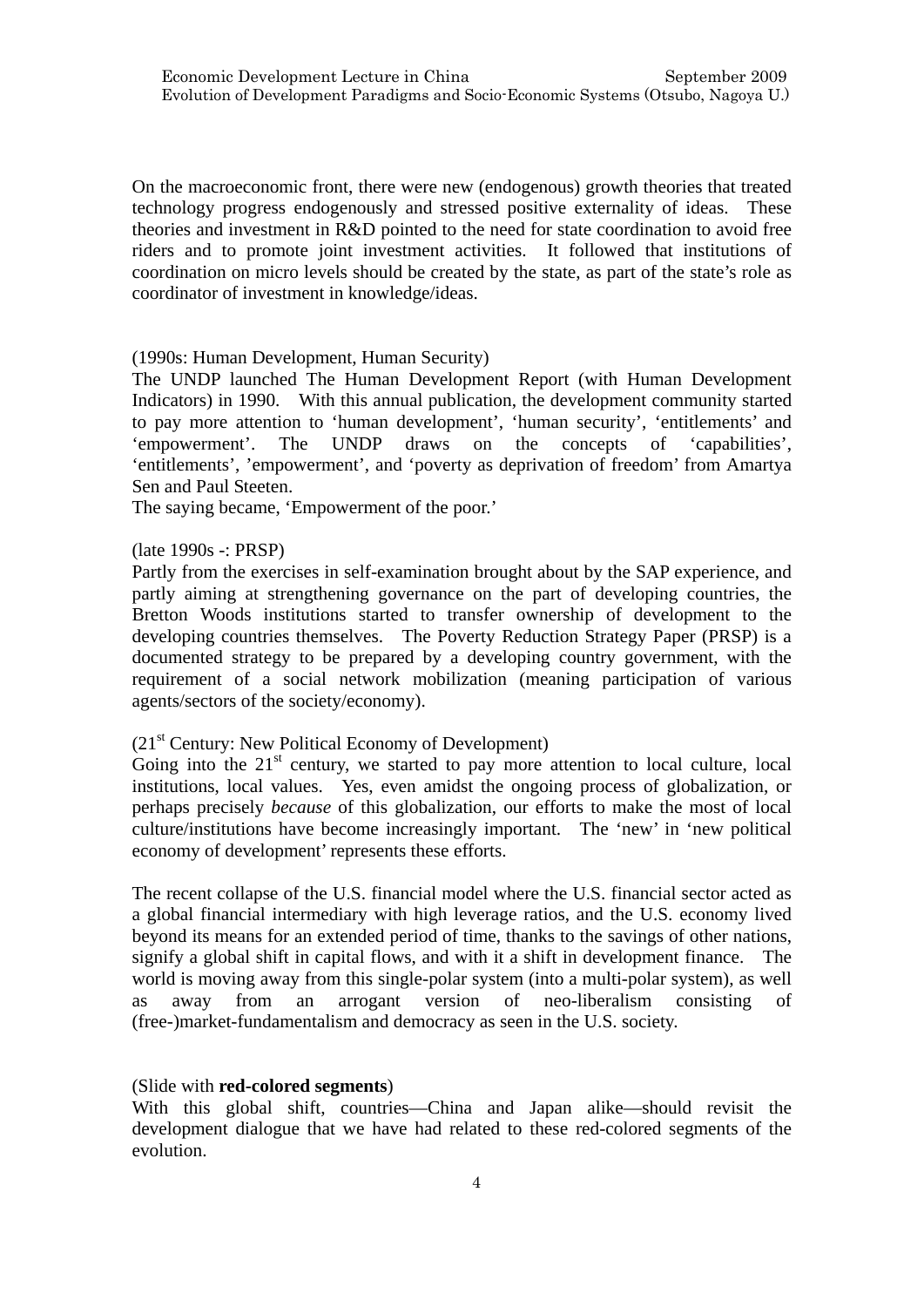On the macroeconomic front, there were new (endogenous) growth theories that treated technology progress endogenously and stressed positive externality of ideas. These theories and investment in R&D pointed to the need for state coordination to avoid free riders and to promote joint investment activities. It followed that institutions of coordination on micro levels should be created by the state, as part of the state's role as coordinator of investment in knowledge/ideas.

(1990s: Human Development, Human Security)
The UNDP launched The Human Development Report (with Human Development Indicators) in 1990. With this annual publication, the development community started to pay more attention to 'human development', 'human security', 'entitlements' and 'empowerment'. The UNDP draws on the concepts of 'capabilities', 'entitlements', 'empowerment', and 'poverty as deprivation of freedom' from Amartya Sen and Paul Steeten.
The saying became, 'Empowerment of the poor.'

(late 1990s -: PRSP)
Partly from the exercises in self-examination brought about by the SAP experience, and partly aiming at strengthening governance on the part of developing countries, the Bretton Woods institutions started to transfer ownership of development to the developing countries themselves. The Poverty Reduction Strategy Paper (PRSP) is a documented strategy to be prepared by a developing country government, with the requirement of a social network mobilization (meaning participation of various agents/sectors of the society/economy).

(21st Century: New Political Economy of Development)
Going into the 21st century, we started to pay more attention to local culture, local institutions, local values. Yes, even amidst the ongoing process of globalization, or perhaps precisely *because* of this globalization, our efforts to make the most of local culture/institutions have become increasingly important. The 'new' in 'new political economy of development' represents these efforts.

The recent collapse of the U.S. financial model where the U.S. financial sector acted as a global financial intermediary with high leverage ratios, and the U.S. economy lived beyond its means for an extended period of time, thanks to the savings of other nations, signify a global shift in capital flows, and with it a shift in development finance. The world is moving away from this single-polar system (into a multi-polar system), as well as away from an arrogant version of neo-liberalism consisting of (free-)market-fundamentalism and democracy as seen in the U.S. society.

(Slide with **red-colored segments**)
With this global shift, countries—China and Japan alike—should revisit the development dialogue that we have had related to these red-colored segments of the evolution.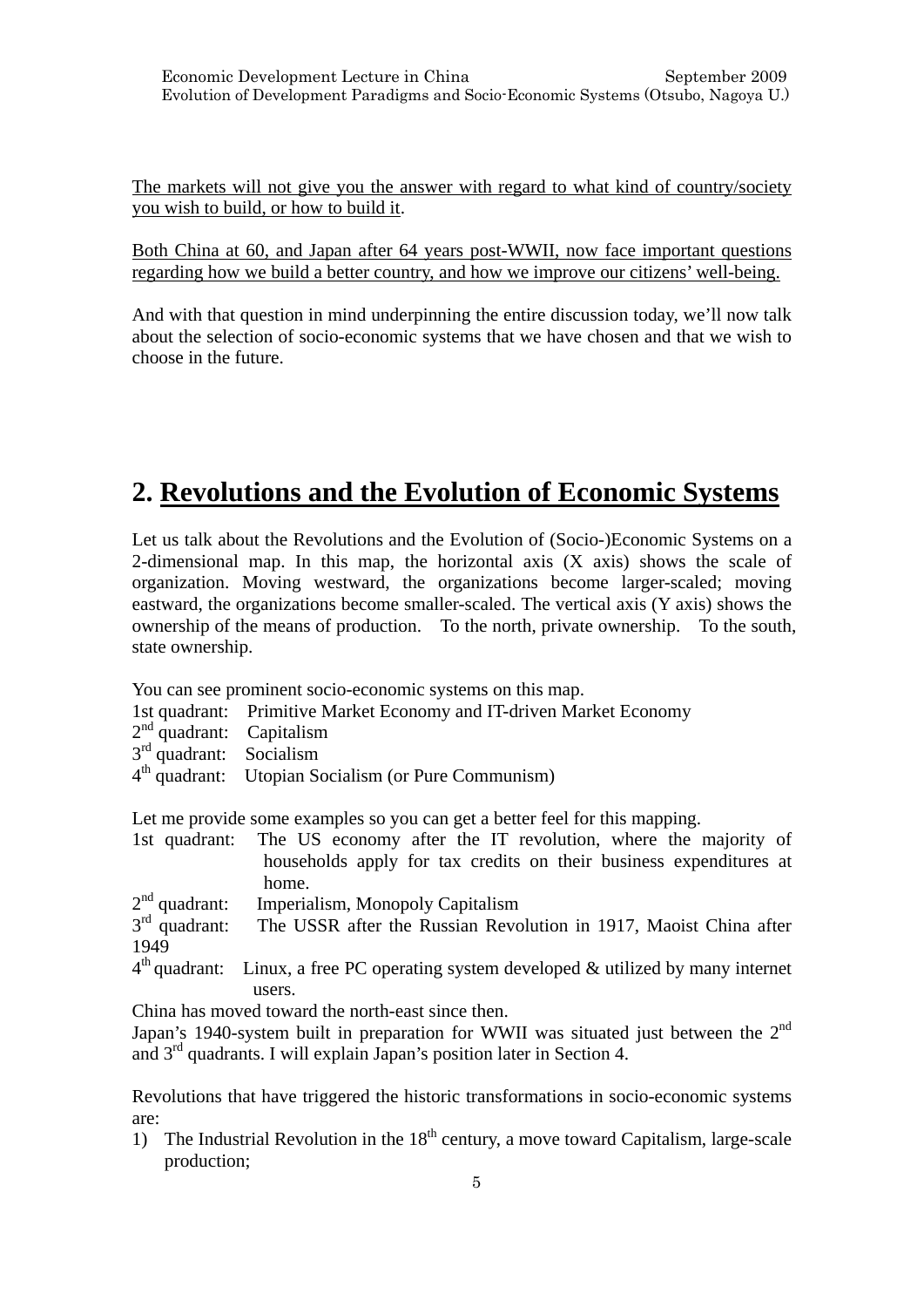The markets will not give you the answer with regard to what kind of country/society you wish to build, or how to build it.

Both China at 60, and Japan after 64 years post-WWII, now face important questions regarding how we build a better country, and how we improve our citizens' well-being.

And with that question in mind underpinning the entire discussion today, we'll now talk about the selection of socio-economic systems that we have chosen and that we wish to choose in the future.

## 2. Revolutions and the Evolution of Economic Systems

Let us talk about the Revolutions and the Evolution of (Socio-)Economic Systems on a 2-dimensional map. In this map, the horizontal axis (X axis) shows the scale of organization. Moving westward, the organizations become larger-scaled; moving eastward, the organizations become smaller-scaled. The vertical axis (Y axis) shows the ownership of the means of production. To the north, private ownership. To the south, state ownership.

You can see prominent socio-economic systems on this map.

1st quadrant: Primitive Market Economy and IT-driven Market Economy
2nd quadrant: Capitalism
3rd quadrant: Socialism
4th quadrant: Utopian Socialism (or Pure Communism)

Let me provide some examples so you can get a better feel for this mapping.

1st quadrant: The US economy after the IT revolution, where the majority of households apply for tax credits on their business expenditures at home.
2nd quadrant: Imperialism, Monopoly Capitalism
3rd quadrant: The USSR after the Russian Revolution in 1917, Maoist China after 1949
4th quadrant: Linux, a free PC operating system developed & utilized by many internet users.

China has moved toward the north-east since then.
Japan's 1940-system built in preparation for WWII was situated just between the 2nd and 3rd quadrants. I will explain Japan's position later in Section 4.

Revolutions that have triggered the historic transformations in socio-economic systems are:

1) The Industrial Revolution in the 18th century, a move toward Capitalism, large-scale production;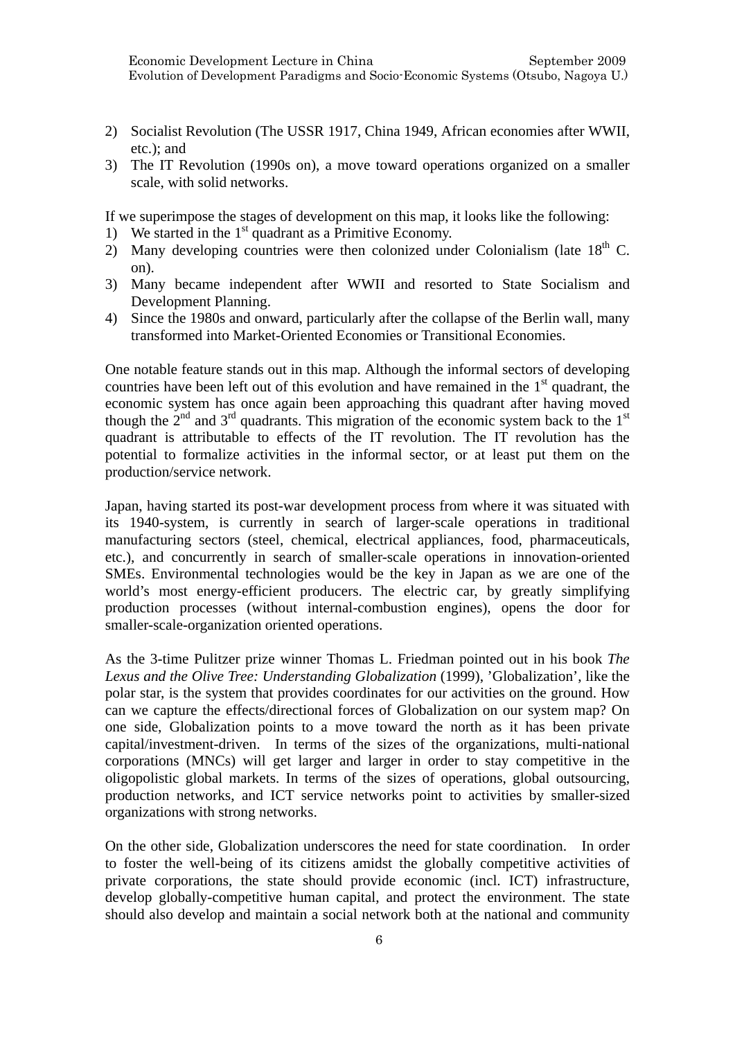2) Socialist Revolution (The USSR 1917, China 1949, African economies after WWII, etc.); and
3) The IT Revolution (1990s on), a move toward operations organized on a smaller scale, with solid networks.

If we superimpose the stages of development on this map, it looks like the following:
1) We started in the 1st quadrant as a Primitive Economy.
2) Many developing countries were then colonized under Colonialism (late 18th C. on).
3) Many became independent after WWII and resorted to State Socialism and Development Planning.
4) Since the 1980s and onward, particularly after the collapse of the Berlin wall, many transformed into Market-Oriented Economies or Transitional Economies.

One notable feature stands out in this map. Although the informal sectors of developing countries have been left out of this evolution and have remained in the 1st quadrant, the economic system has once again been approaching this quadrant after having moved though the 2nd and 3rd quadrants. This migration of the economic system back to the 1st quadrant is attributable to effects of the IT revolution. The IT revolution has the potential to formalize activities in the informal sector, or at least put them on the production/service network.

Japan, having started its post-war development process from where it was situated with its 1940-system, is currently in search of larger-scale operations in traditional manufacturing sectors (steel, chemical, electrical appliances, food, pharmaceuticals, etc.), and concurrently in search of smaller-scale operations in innovation-oriented SMEs. Environmental technologies would be the key in Japan as we are one of the world's most energy-efficient producers. The electric car, by greatly simplifying production processes (without internal-combustion engines), opens the door for smaller-scale-organization oriented operations.

As the 3-time Pulitzer prize winner Thomas L. Friedman pointed out in his book *The Lexus and the Olive Tree: Understanding Globalization* (1999), 'Globalization', like the polar star, is the system that provides coordinates for our activities on the ground. How can we capture the effects/directional forces of Globalization on our system map? On one side, Globalization points to a move toward the north as it has been private capital/investment-driven. In terms of the sizes of the organizations, multi-national corporations (MNCs) will get larger and larger in order to stay competitive in the oligopolistic global markets. In terms of the sizes of operations, global outsourcing, production networks, and ICT service networks point to activities by smaller-sized organizations with strong networks.

On the other side, Globalization underscores the need for state coordination. In order to foster the well-being of its citizens amidst the globally competitive activities of private corporations, the state should provide economic (incl. ICT) infrastructure, develop globally-competitive human capital, and protect the environment. The state should also develop and maintain a social network both at the national and community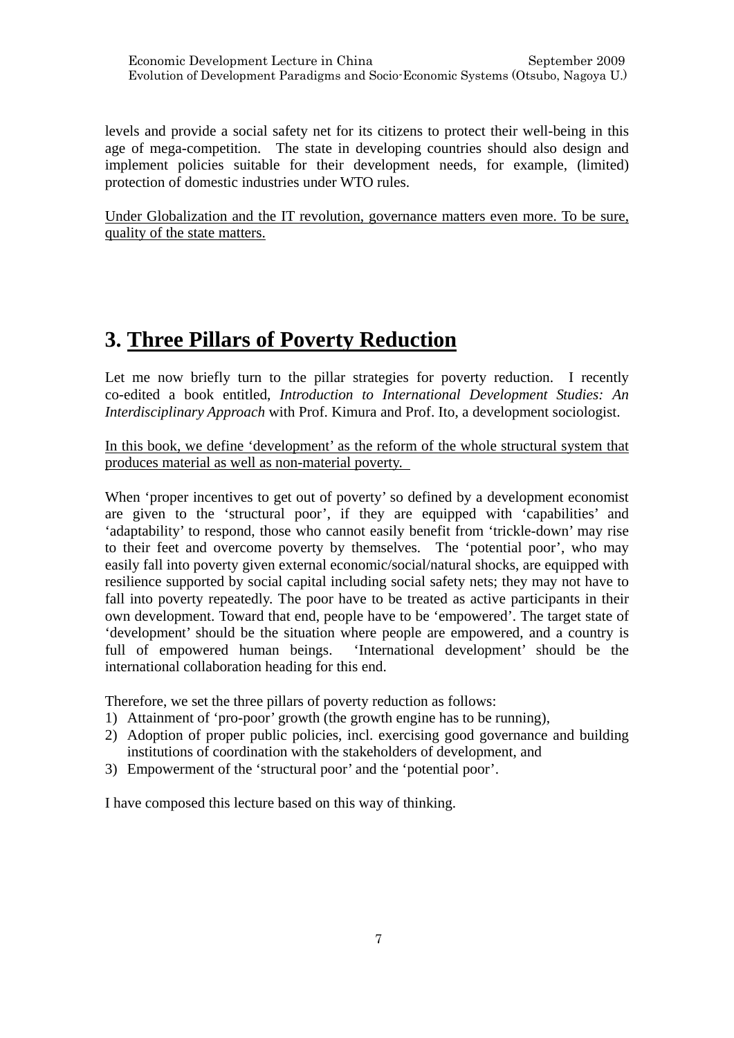levels and provide a social safety net for its citizens to protect their well-being in this age of mega-competition. The state in developing countries should also design and implement policies suitable for their development needs, for example, (limited) protection of domestic industries under WTO rules.

<u>Under Globalization and the IT revolution, governance matters even more. To be sure, quality of the state matters.</u>

# 3. <u>Three Pillars of Poverty Reduction</u>

Let me now briefly turn to the pillar strategies for poverty reduction. I recently co-edited a book entitled, *Introduction to International Development Studies: An Interdisciplinary Approach* with Prof. Kimura and Prof. Ito, a development sociologist.

<u>In this book, we define 'development' as the reform of the whole structural system that produces material as well as non-material poverty.</u>

When 'proper incentives to get out of poverty' so defined by a development economist are given to the 'structural poor', if they are equipped with 'capabilities' and 'adaptability' to respond, those who cannot easily benefit from 'trickle-down' may rise to their feet and overcome poverty by themselves. The 'potential poor', who may easily fall into poverty given external economic/social/natural shocks, are equipped with resilience supported by social capital including social safety nets; they may not have to fall into poverty repeatedly. The poor have to be treated as active participants in their own development. Toward that end, people have to be 'empowered'. The target state of 'development' should be the situation where people are empowered, and a country is full of empowered human beings. 'International development' should be the international collaboration heading for this end.

Therefore, we set the three pillars of poverty reduction as follows:

1) Attainment of 'pro-poor' growth (the growth engine has to be running),
2) Adoption of proper public policies, incl. exercising good governance and building institutions of coordination with the stakeholders of development, and
3) Empowerment of the 'structural poor' and the 'potential poor'.

I have composed this lecture based on this way of thinking.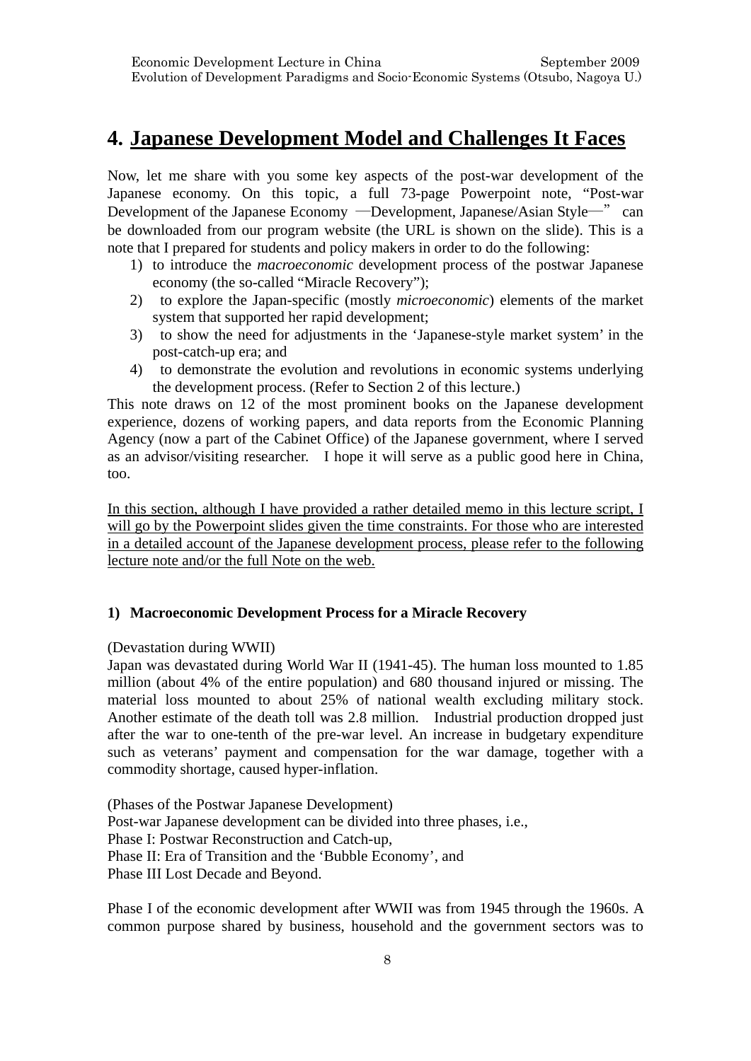# 4. Japanese Development Model and Challenges It Faces

Now, let me share with you some key aspects of the post-war development of the Japanese economy. On this topic, a full 73-page Powerpoint note, "Post-war Development of the Japanese Economy —Development, Japanese/Asian Style—" can be downloaded from our program website (the URL is shown on the slide). This is a note that I prepared for students and policy makers in order to do the following:

1) to introduce the *macroeconomic* development process of the postwar Japanese economy (the so-called "Miracle Recovery");
2) to explore the Japan-specific (mostly *microeconomic*) elements of the market system that supported her rapid development;
3) to show the need for adjustments in the 'Japanese-style market system' in the post-catch-up era; and
4) to demonstrate the evolution and revolutions in economic systems underlying the development process. (Refer to Section 2 of this lecture.)

This note draws on 12 of the most prominent books on the Japanese development experience, dozens of working papers, and data reports from the Economic Planning Agency (now a part of the Cabinet Office) of the Japanese government, where I served as an advisor/visiting researcher. I hope it will serve as a public good here in China, too.

<u>In this section, although I have provided a rather detailed memo in this lecture script, I will go by the Powerpoint slides given the time constraints. For those who are interested in a detailed account of the Japanese development process, please refer to the following lecture note and/or the full Note on the web.</u>

### 1) Macroeconomic Development Process for a Miracle Recovery

(Devastation during WWII)

Japan was devastated during World War II (1941-45). The human loss mounted to 1.85 million (about 4% of the entire population) and 680 thousand injured or missing. The material loss mounted to about 25% of national wealth excluding military stock. Another estimate of the death toll was 2.8 million. Industrial production dropped just after the war to one-tenth of the pre-war level. An increase in budgetary expenditure such as veterans' payment and compensation for the war damage, together with a commodity shortage, caused hyper-inflation.

(Phases of the Postwar Japanese Development)

Post-war Japanese development can be divided into three phases, i.e.,
Phase I: Postwar Reconstruction and Catch-up,
Phase II: Era of Transition and the 'Bubble Economy', and
Phase III Lost Decade and Beyond.

Phase I of the economic development after WWII was from 1945 through the 1960s. A common purpose shared by business, household and the government sectors was to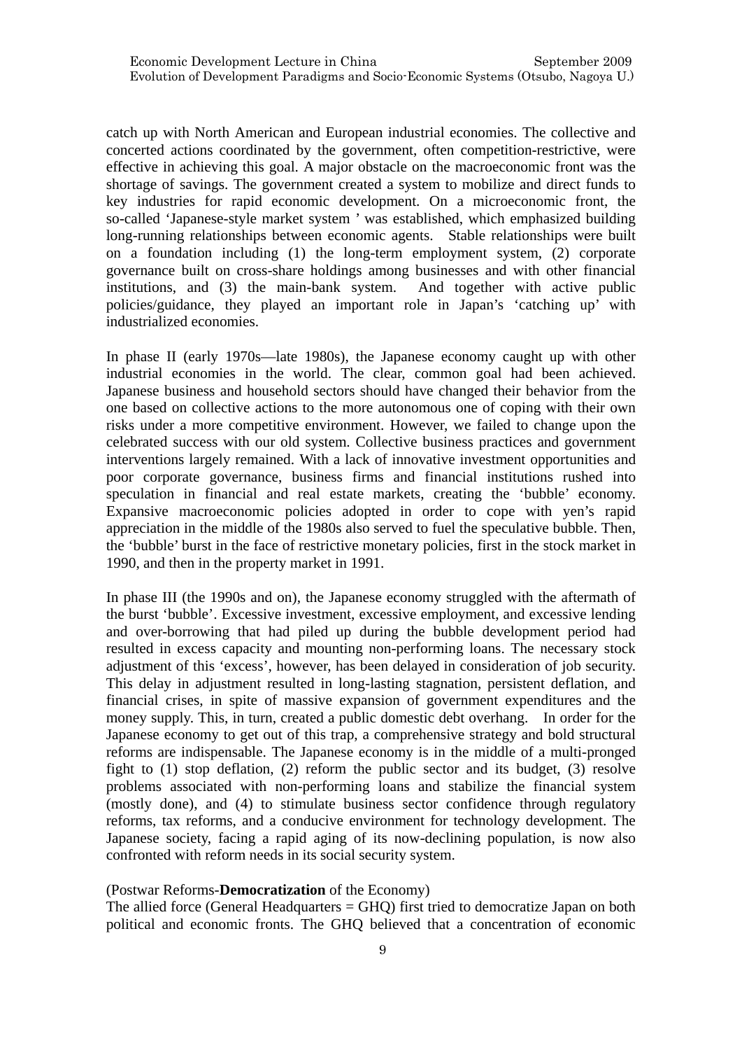catch up with North American and European industrial economies. The collective and concerted actions coordinated by the government, often competition-restrictive, were effective in achieving this goal. A major obstacle on the macroeconomic front was the shortage of savings. The government created a system to mobilize and direct funds to key industries for rapid economic development. On a microeconomic front, the so-called 'Japanese-style market system ' was established, which emphasized building long-running relationships between economic agents. Stable relationships were built on a foundation including (1) the long-term employment system, (2) corporate governance built on cross-share holdings among businesses and with other financial institutions, and (3) the main-bank system. And together with active public policies/guidance, they played an important role in Japan's 'catching up' with industrialized economies.

In phase II (early 1970s—late 1980s), the Japanese economy caught up with other industrial economies in the world. The clear, common goal had been achieved. Japanese business and household sectors should have changed their behavior from the one based on collective actions to the more autonomous one of coping with their own risks under a more competitive environment. However, we failed to change upon the celebrated success with our old system. Collective business practices and government interventions largely remained. With a lack of innovative investment opportunities and poor corporate governance, business firms and financial institutions rushed into speculation in financial and real estate markets, creating the 'bubble' economy. Expansive macroeconomic policies adopted in order to cope with yen's rapid appreciation in the middle of the 1980s also served to fuel the speculative bubble. Then, the 'bubble' burst in the face of restrictive monetary policies, first in the stock market in 1990, and then in the property market in 1991.

In phase III (the 1990s and on), the Japanese economy struggled with the aftermath of the burst 'bubble'. Excessive investment, excessive employment, and excessive lending and over-borrowing that had piled up during the bubble development period had resulted in excess capacity and mounting non-performing loans. The necessary stock adjustment of this 'excess', however, has been delayed in consideration of job security. This delay in adjustment resulted in long-lasting stagnation, persistent deflation, and financial crises, in spite of massive expansion of government expenditures and the money supply. This, in turn, created a public domestic debt overhang. In order for the Japanese economy to get out of this trap, a comprehensive strategy and bold structural reforms are indispensable. The Japanese economy is in the middle of a multi-pronged fight to (1) stop deflation, (2) reform the public sector and its budget, (3) resolve problems associated with non-performing loans and stabilize the financial system (mostly done), and (4) to stimulate business sector confidence through regulatory reforms, tax reforms, and a conducive environment for technology development. The Japanese society, facing a rapid aging of its now-declining population, is now also confronted with reform needs in its social security system.

(Postwar Reforms-**Democratization** of the Economy)
The allied force (General Headquarters = GHQ) first tried to democratize Japan on both political and economic fronts. The GHQ believed that a concentration of economic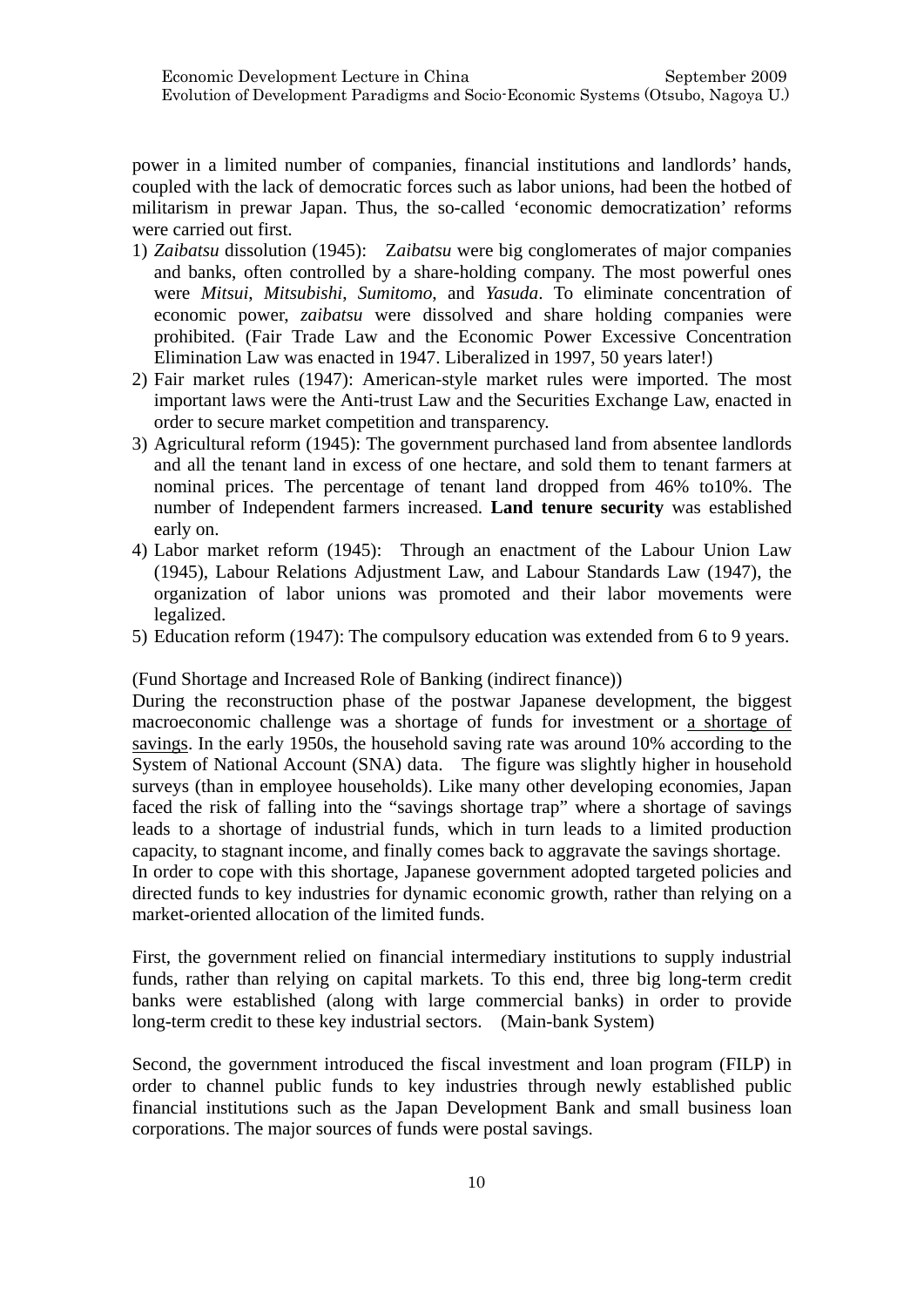power in a limited number of companies, financial institutions and landlords' hands, coupled with the lack of democratic forces such as labor unions, had been the hotbed of militarism in prewar Japan. Thus, the so-called 'economic democratization' reforms were carried out first.

1) *Zaibatsu* dissolution (1945): *Zaibatsu* were big conglomerates of major companies and banks, often controlled by a share-holding company. The most powerful ones were *Mitsui*, *Mitsubishi*, *Sumitomo*, and *Yasuda*. To eliminate concentration of economic power, *zaibatsu* were dissolved and share holding companies were prohibited. (Fair Trade Law and the Economic Power Excessive Concentration Elimination Law was enacted in 1947. Liberalized in 1997, 50 years later!)
2) Fair market rules (1947): American-style market rules were imported. The most important laws were the Anti-trust Law and the Securities Exchange Law, enacted in order to secure market competition and transparency.
3) Agricultural reform (1945): The government purchased land from absentee landlords and all the tenant land in excess of one hectare, and sold them to tenant farmers at nominal prices. The percentage of tenant land dropped from 46% to10%. The number of Independent farmers increased. **Land tenure security** was established early on.
4) Labor market reform (1945): Through an enactment of the Labour Union Law (1945), Labour Relations Adjustment Law, and Labour Standards Law (1947), the organization of labor unions was promoted and their labor movements were legalized.
5) Education reform (1947): The compulsory education was extended from 6 to 9 years.

(Fund Shortage and Increased Role of Banking (indirect finance))

During the reconstruction phase of the postwar Japanese development, the biggest macroeconomic challenge was a shortage of funds for investment or a shortage of savings. In the early 1950s, the household saving rate was around 10% according to the System of National Account (SNA) data. The figure was slightly higher in household surveys (than in employee households). Like many other developing economies, Japan faced the risk of falling into the "savings shortage trap" where a shortage of savings leads to a shortage of industrial funds, which in turn leads to a limited production capacity, to stagnant income, and finally comes back to aggravate the savings shortage.
In order to cope with this shortage, Japanese government adopted targeted policies and directed funds to key industries for dynamic economic growth, rather than relying on a market-oriented allocation of the limited funds.

First, the government relied on financial intermediary institutions to supply industrial funds, rather than relying on capital markets. To this end, three big long-term credit banks were established (along with large commercial banks) in order to provide long-term credit to these key industrial sectors. (Main-bank System)

Second, the government introduced the fiscal investment and loan program (FILP) in order to channel public funds to key industries through newly established public financial institutions such as the Japan Development Bank and small business loan corporations. The major sources of funds were postal savings.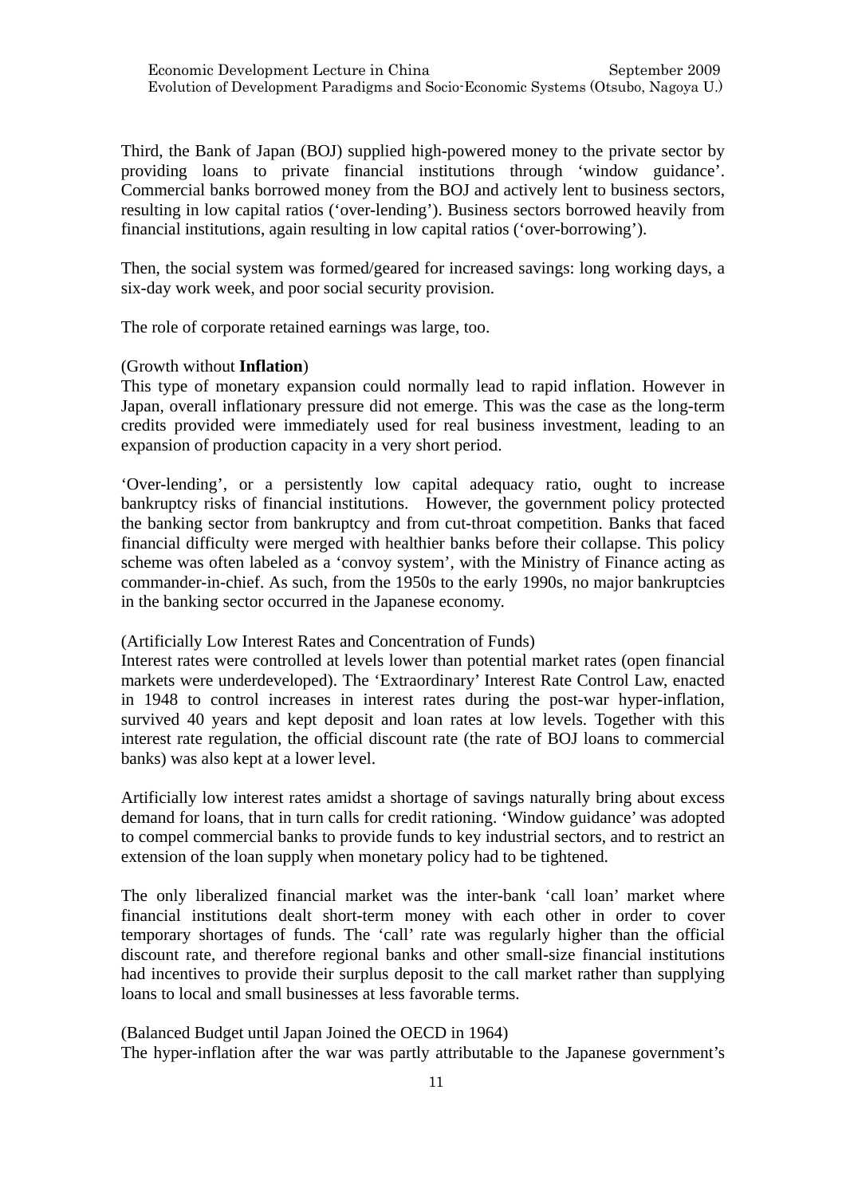Third, the Bank of Japan (BOJ) supplied high-powered money to the private sector by providing loans to private financial institutions through 'window guidance'. Commercial banks borrowed money from the BOJ and actively lent to business sectors, resulting in low capital ratios ('over-lending'). Business sectors borrowed heavily from financial institutions, again resulting in low capital ratios ('over-borrowing').

Then, the social system was formed/geared for increased savings: long working days, a six-day work week, and poor social security provision.

The role of corporate retained earnings was large, too.

(Growth without **Inflation**)

This type of monetary expansion could normally lead to rapid inflation. However in Japan, overall inflationary pressure did not emerge. This was the case as the long-term credits provided were immediately used for real business investment, leading to an expansion of production capacity in a very short period.

'Over-lending', or a persistently low capital adequacy ratio, ought to increase bankruptcy risks of financial institutions. However, the government policy protected the banking sector from bankruptcy and from cut-throat competition. Banks that faced financial difficulty were merged with healthier banks before their collapse. This policy scheme was often labeled as a 'convoy system', with the Ministry of Finance acting as commander-in-chief. As such, from the 1950s to the early 1990s, no major bankruptcies in the banking sector occurred in the Japanese economy.

(Artificially Low Interest Rates and Concentration of Funds)

Interest rates were controlled at levels lower than potential market rates (open financial markets were underdeveloped). The 'Extraordinary' Interest Rate Control Law, enacted in 1948 to control increases in interest rates during the post-war hyper-inflation, survived 40 years and kept deposit and loan rates at low levels. Together with this interest rate regulation, the official discount rate (the rate of BOJ loans to commercial banks) was also kept at a lower level.

Artificially low interest rates amidst a shortage of savings naturally bring about excess demand for loans, that in turn calls for credit rationing. 'Window guidance' was adopted to compel commercial banks to provide funds to key industrial sectors, and to restrict an extension of the loan supply when monetary policy had to be tightened.

The only liberalized financial market was the inter-bank 'call loan' market where financial institutions dealt short-term money with each other in order to cover temporary shortages of funds. The 'call' rate was regularly higher than the official discount rate, and therefore regional banks and other small-size financial institutions had incentives to provide their surplus deposit to the call market rather than supplying loans to local and small businesses at less favorable terms.

(Balanced Budget until Japan Joined the OECD in 1964)

The hyper-inflation after the war was partly attributable to the Japanese government's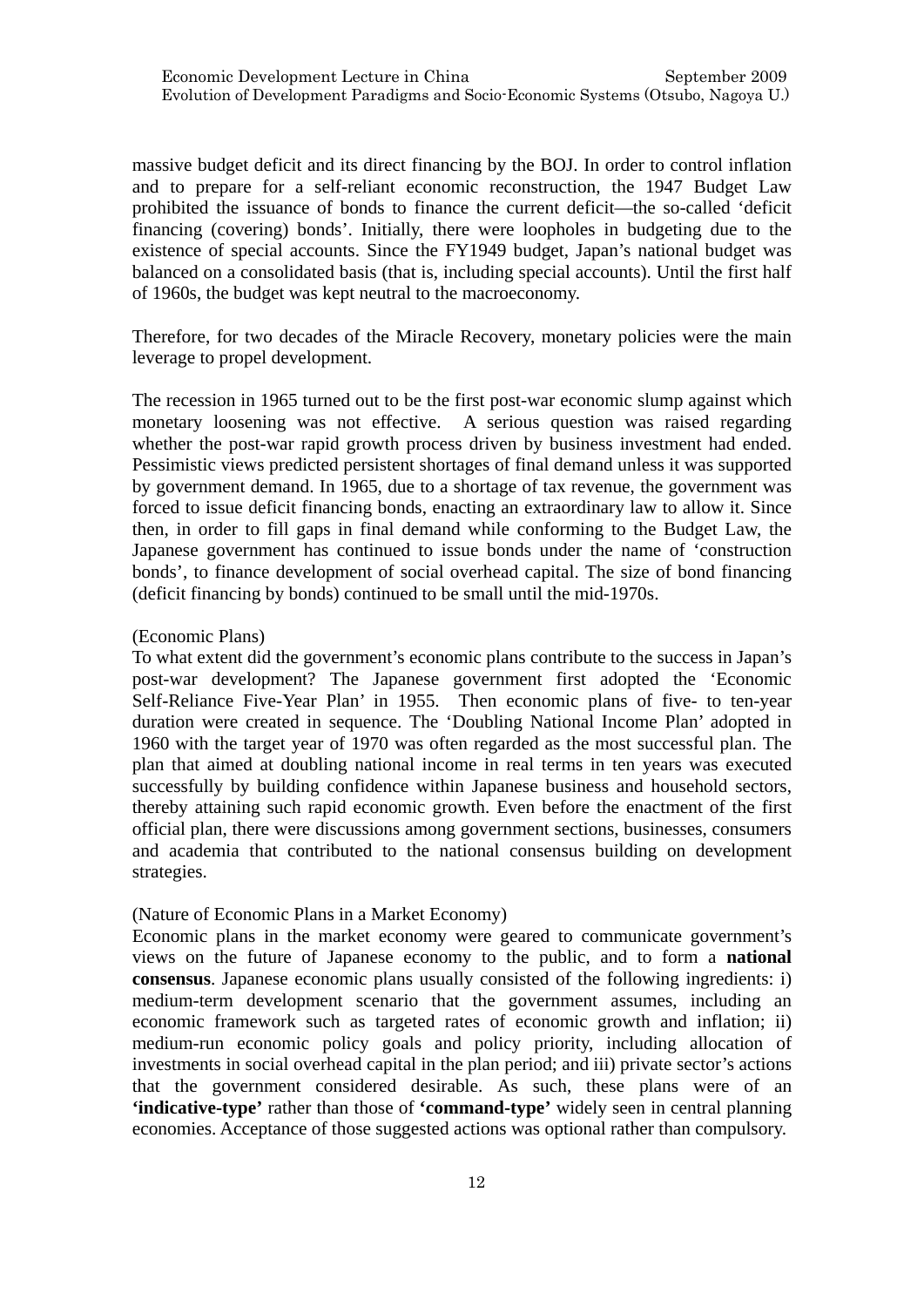massive budget deficit and its direct financing by the BOJ. In order to control inflation and to prepare for a self-reliant economic reconstruction, the 1947 Budget Law prohibited the issuance of bonds to finance the current deficit—the so-called 'deficit financing (covering) bonds'. Initially, there were loopholes in budgeting due to the existence of special accounts. Since the FY1949 budget, Japan's national budget was balanced on a consolidated basis (that is, including special accounts). Until the first half of 1960s, the budget was kept neutral to the macroeconomy.

Therefore, for two decades of the Miracle Recovery, monetary policies were the main leverage to propel development.

The recession in 1965 turned out to be the first post-war economic slump against which monetary loosening was not effective. A serious question was raised regarding whether the post-war rapid growth process driven by business investment had ended. Pessimistic views predicted persistent shortages of final demand unless it was supported by government demand. In 1965, due to a shortage of tax revenue, the government was forced to issue deficit financing bonds, enacting an extraordinary law to allow it. Since then, in order to fill gaps in final demand while conforming to the Budget Law, the Japanese government has continued to issue bonds under the name of 'construction bonds', to finance development of social overhead capital. The size of bond financing (deficit financing by bonds) continued to be small until the mid-1970s.

(Economic Plans)

To what extent did the government's economic plans contribute to the success in Japan's post-war development? The Japanese government first adopted the 'Economic Self-Reliance Five-Year Plan' in 1955. Then economic plans of five- to ten-year duration were created in sequence. The 'Doubling National Income Plan' adopted in 1960 with the target year of 1970 was often regarded as the most successful plan. The plan that aimed at doubling national income in real terms in ten years was executed successfully by building confidence within Japanese business and household sectors, thereby attaining such rapid economic growth. Even before the enactment of the first official plan, there were discussions among government sections, businesses, consumers and academia that contributed to the national consensus building on development strategies.

(Nature of Economic Plans in a Market Economy)

Economic plans in the market economy were geared to communicate government's views on the future of Japanese economy to the public, and to form a **national consensus**. Japanese economic plans usually consisted of the following ingredients: i) medium-term development scenario that the government assumes, including an economic framework such as targeted rates of economic growth and inflation; ii) medium-run economic policy goals and policy priority, including allocation of investments in social overhead capital in the plan period; and iii) private sector's actions that the government considered desirable. As such, these plans were of an **'indicative-type'** rather than those of **'command-type'** widely seen in central planning economies. Acceptance of those suggested actions was optional rather than compulsory.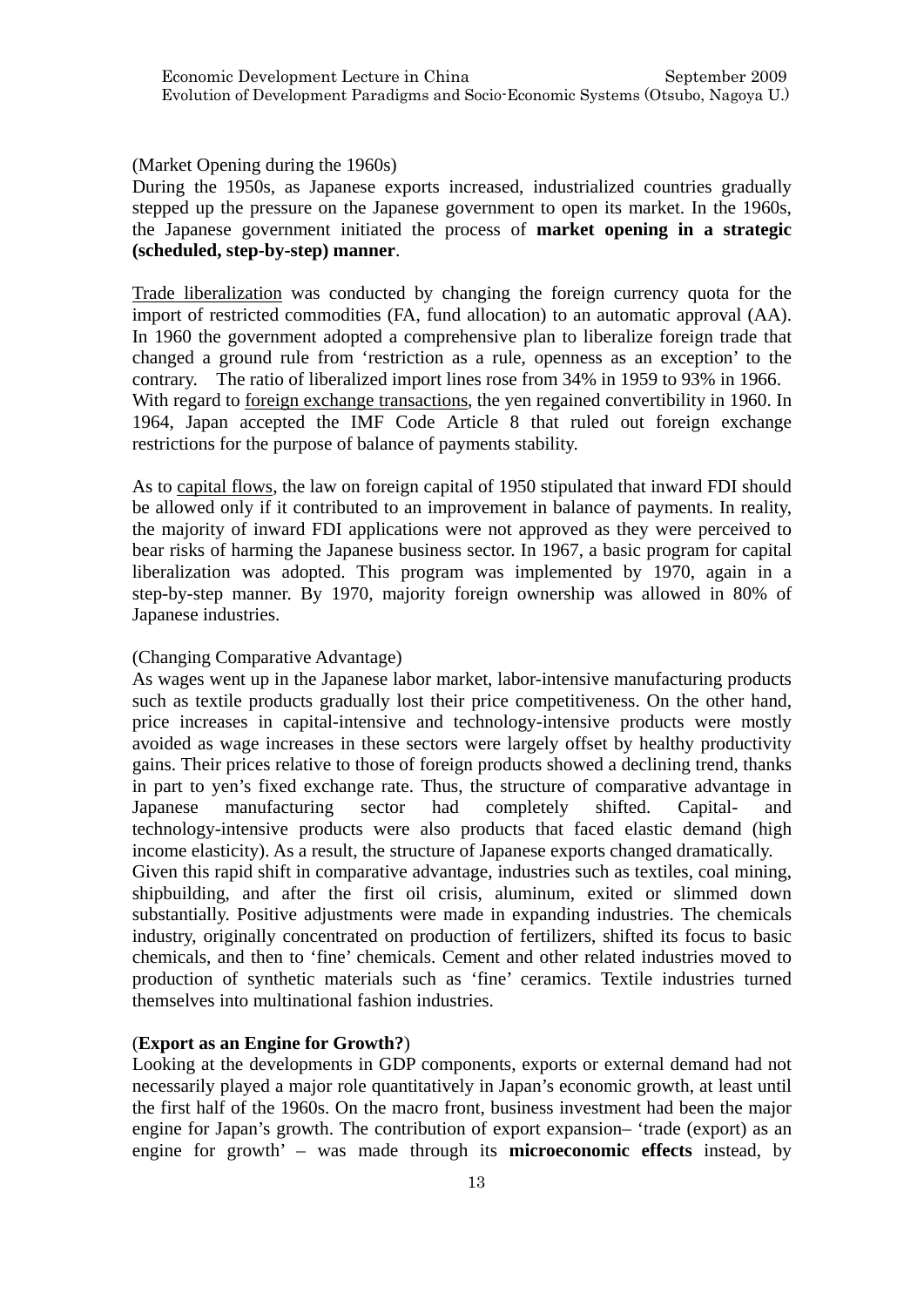(Market Opening during the 1960s)

During the 1950s, as Japanese exports increased, industrialized countries gradually stepped up the pressure on the Japanese government to open its market. In the 1960s, the Japanese government initiated the process of **market opening in a strategic (scheduled, step-by-step) manner**.

Trade liberalization was conducted by changing the foreign currency quota for the import of restricted commodities (FA, fund allocation) to an automatic approval (AA). In 1960 the government adopted a comprehensive plan to liberalize foreign trade that changed a ground rule from 'restriction as a rule, openness as an exception' to the contrary. The ratio of liberalized import lines rose from 34% in 1959 to 93% in 1966.
With regard to foreign exchange transactions, the yen regained convertibility in 1960. In 1964, Japan accepted the IMF Code Article 8 that ruled out foreign exchange restrictions for the purpose of balance of payments stability.

As to capital flows, the law on foreign capital of 1950 stipulated that inward FDI should be allowed only if it contributed to an improvement in balance of payments. In reality, the majority of inward FDI applications were not approved as they were perceived to bear risks of harming the Japanese business sector. In 1967, a basic program for capital liberalization was adopted. This program was implemented by 1970, again in a step-by-step manner. By 1970, majority foreign ownership was allowed in 80% of Japanese industries.

(Changing Comparative Advantage)

As wages went up in the Japanese labor market, labor-intensive manufacturing products such as textile products gradually lost their price competitiveness. On the other hand, price increases in capital-intensive and technology-intensive products were mostly avoided as wage increases in these sectors were largely offset by healthy productivity gains. Their prices relative to those of foreign products showed a declining trend, thanks in part to yen's fixed exchange rate. Thus, the structure of comparative advantage in Japanese manufacturing sector had completely shifted. Capital- and technology-intensive products were also products that faced elastic demand (high income elasticity). As a result, the structure of Japanese exports changed dramatically.
Given this rapid shift in comparative advantage, industries such as textiles, coal mining, shipbuilding, and after the first oil crisis, aluminum, exited or slimmed down substantially. Positive adjustments were made in expanding industries. The chemicals industry, originally concentrated on production of fertilizers, shifted its focus to basic chemicals, and then to 'fine' chemicals. Cement and other related industries moved to production of synthetic materials such as 'fine' ceramics. Textile industries turned themselves into multinational fashion industries.

(**Export as an Engine for Growth?**)

Looking at the developments in GDP components, exports or external demand had not necessarily played a major role quantitatively in Japan's economic growth, at least until the first half of the 1960s. On the macro front, business investment had been the major engine for Japan's growth. The contribution of export expansion– 'trade (export) as an engine for growth' – was made through its **microeconomic effects** instead, by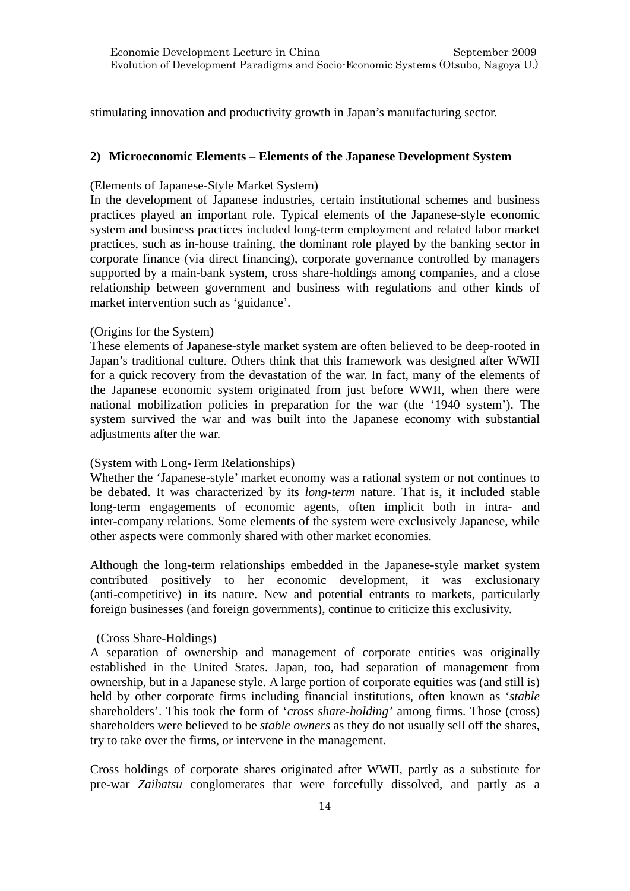stimulating innovation and productivity growth in Japan's manufacturing sector.

### 2) Microeconomic Elements – Elements of the Japanese Development System

(Elements of Japanese-Style Market System)
In the development of Japanese industries, certain institutional schemes and business practices played an important role. Typical elements of the Japanese-style economic system and business practices included long-term employment and related labor market practices, such as in-house training, the dominant role played by the banking sector in corporate finance (via direct financing), corporate governance controlled by managers supported by a main-bank system, cross share-holdings among companies, and a close relationship between government and business with regulations and other kinds of market intervention such as 'guidance'.

(Origins for the System)
These elements of Japanese-style market system are often believed to be deep-rooted in Japan's traditional culture. Others think that this framework was designed after WWII for a quick recovery from the devastation of the war. In fact, many of the elements of the Japanese economic system originated from just before WWII, when there were national mobilization policies in preparation for the war (the '1940 system'). The system survived the war and was built into the Japanese economy with substantial adjustments after the war.

(System with Long-Term Relationships)
Whether the 'Japanese-style' market economy was a rational system or not continues to be debated. It was characterized by its *long-term* nature. That is, it included stable long-term engagements of economic agents, often implicit both in intra- and inter-company relations. Some elements of the system were exclusively Japanese, while other aspects were commonly shared with other market economies.

Although the long-term relationships embedded in the Japanese-style market system contributed positively to her economic development, it was exclusionary (anti-competitive) in its nature. New and potential entrants to markets, particularly foreign businesses (and foreign governments), continue to criticize this exclusivity.

(Cross Share-Holdings)
A separation of ownership and management of corporate entities was originally established in the United States. Japan, too, had separation of management from ownership, but in a Japanese style. A large portion of corporate equities was (and still is) held by other corporate firms including financial institutions, often known as '*stable* shareholders'. This took the form of '*cross share-holding*' among firms. Those (cross) shareholders were believed to be *stable owners* as they do not usually sell off the shares, try to take over the firms, or intervene in the management.

Cross holdings of corporate shares originated after WWII, partly as a substitute for pre-war *Zaibatsu* conglomerates that were forcefully dissolved, and partly as a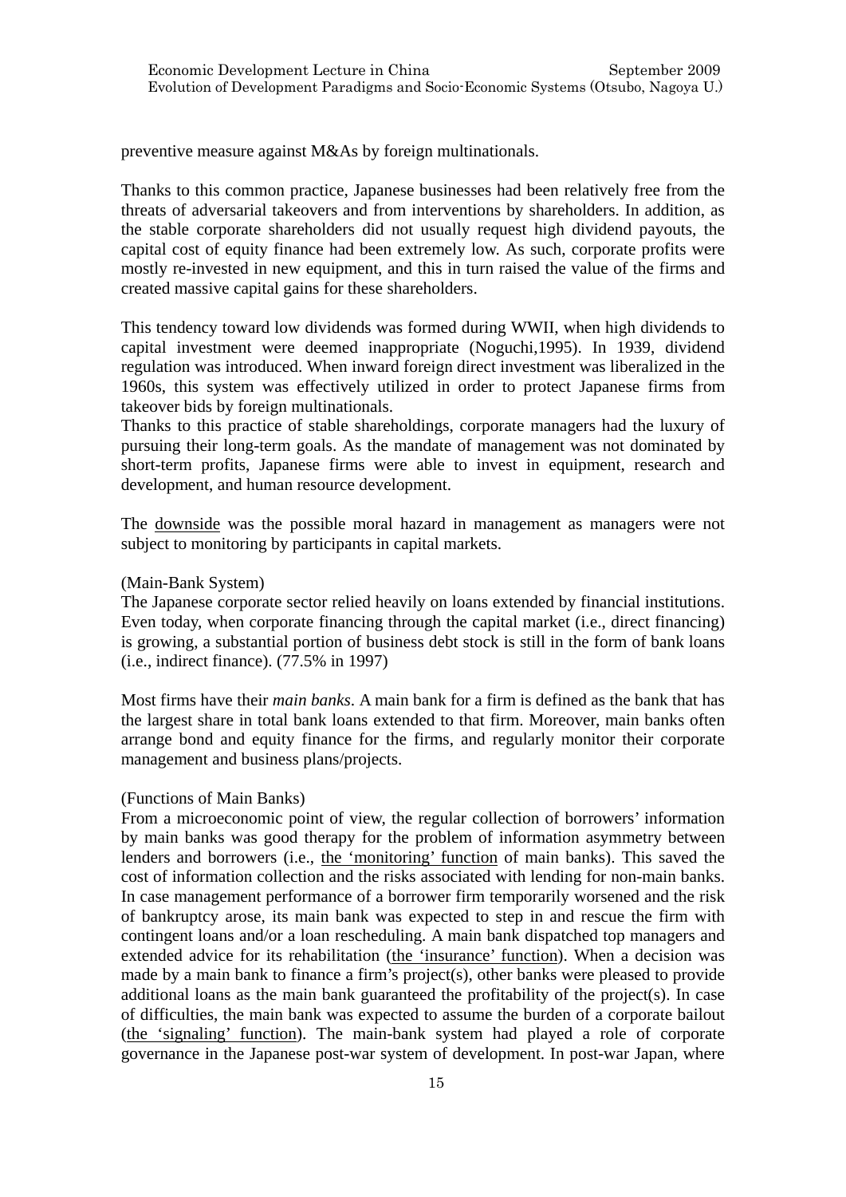preventive measure against M&As by foreign multinationals.

Thanks to this common practice, Japanese businesses had been relatively free from the threats of adversarial takeovers and from interventions by shareholders. In addition, as the stable corporate shareholders did not usually request high dividend payouts, the capital cost of equity finance had been extremely low. As such, corporate profits were mostly re-invested in new equipment, and this in turn raised the value of the firms and created massive capital gains for these shareholders.

This tendency toward low dividends was formed during WWII, when high dividends to capital investment were deemed inappropriate (Noguchi,1995). In 1939, dividend regulation was introduced. When inward foreign direct investment was liberalized in the 1960s, this system was effectively utilized in order to protect Japanese firms from takeover bids by foreign multinationals.
Thanks to this practice of stable shareholdings, corporate managers had the luxury of pursuing their long-term goals. As the mandate of management was not dominated by short-term profits, Japanese firms were able to invest in equipment, research and development, and human resource development.

The <u>downside</u> was the possible moral hazard in management as managers were not subject to monitoring by participants in capital markets.

(Main-Bank System)
The Japanese corporate sector relied heavily on loans extended by financial institutions. Even today, when corporate financing through the capital market (i.e., direct financing) is growing, a substantial portion of business debt stock is still in the form of bank loans (i.e., indirect finance). (77.5% in 1997)

Most firms have their *main banks*. A main bank for a firm is defined as the bank that has the largest share in total bank loans extended to that firm. Moreover, main banks often arrange bond and equity finance for the firms, and regularly monitor their corporate management and business plans/projects.

(Functions of Main Banks)
From a microeconomic point of view, the regular collection of borrowers' information by main banks was good therapy for the problem of information asymmetry between lenders and borrowers (i.e., <u>the 'monitoring' function</u> of main banks). This saved the cost of information collection and the risks associated with lending for non-main banks. In case management performance of a borrower firm temporarily worsened and the risk of bankruptcy arose, its main bank was expected to step in and rescue the firm with contingent loans and/or a loan rescheduling. A main bank dispatched top managers and extended advice for its rehabilitation (<u>the 'insurance' function</u>). When a decision was made by a main bank to finance a firm's project(s), other banks were pleased to provide additional loans as the main bank guaranteed the profitability of the project(s). In case of difficulties, the main bank was expected to assume the burden of a corporate bailout (<u>the 'signaling' function</u>). The main-bank system had played a role of corporate governance in the Japanese post-war system of development. In post-war Japan, where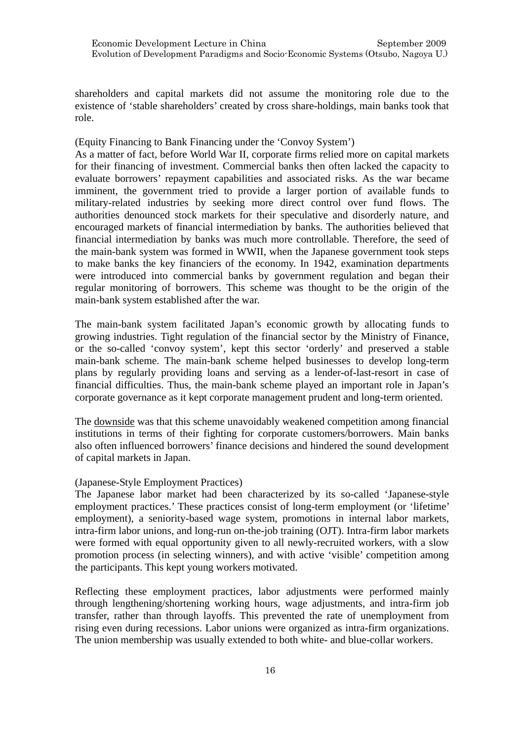shareholders and capital markets did not assume the monitoring role due to the existence of 'stable shareholders' created by cross share-holdings, main banks took that role.

(Equity Financing to Bank Financing under the 'Convoy System')

As a matter of fact, before World War II, corporate firms relied more on capital markets for their financing of investment. Commercial banks then often lacked the capacity to evaluate borrowers' repayment capabilities and associated risks. As the war became imminent, the government tried to provide a larger portion of available funds to military-related industries by seeking more direct control over fund flows. The authorities denounced stock markets for their speculative and disorderly nature, and encouraged markets of financial intermediation by banks. The authorities believed that financial intermediation by banks was much more controllable. Therefore, the seed of the main-bank system was formed in WWII, when the Japanese government took steps to make banks the key financiers of the economy. In 1942, examination departments were introduced into commercial banks by government regulation and began their regular monitoring of borrowers. This scheme was thought to be the origin of the main-bank system established after the war.

The main-bank system facilitated Japan's economic growth by allocating funds to growing industries. Tight regulation of the financial sector by the Ministry of Finance, or the so-called 'convoy system', kept this sector 'orderly' and preserved a stable main-bank scheme. The main-bank scheme helped businesses to develop long-term plans by regularly providing loans and serving as a lender-of-last-resort in case of financial difficulties. Thus, the main-bank scheme played an important role in Japan's corporate governance as it kept corporate management prudent and long-term oriented.

The downside was that this scheme unavoidably weakened competition among financial institutions in terms of their fighting for corporate customers/borrowers. Main banks also often influenced borrowers' finance decisions and hindered the sound development of capital markets in Japan.

(Japanese-Style Employment Practices)

The Japanese labor market had been characterized by its so-called 'Japanese-style employment practices.' These practices consist of long-term employment (or 'lifetime' employment), a seniority-based wage system, promotions in internal labor markets, intra-firm labor unions, and long-run on-the-job training (OJT). Intra-firm labor markets were formed with equal opportunity given to all newly-recruited workers, with a slow promotion process (in selecting winners), and with active 'visible' competition among the participants. This kept young workers motivated.

Reflecting these employment practices, labor adjustments were performed mainly through lengthening/shortening working hours, wage adjustments, and intra-firm job transfer, rather than through layoffs. This prevented the rate of unemployment from rising even during recessions. Labor unions were organized as intra-firm organizations. The union membership was usually extended to both white- and blue-collar workers.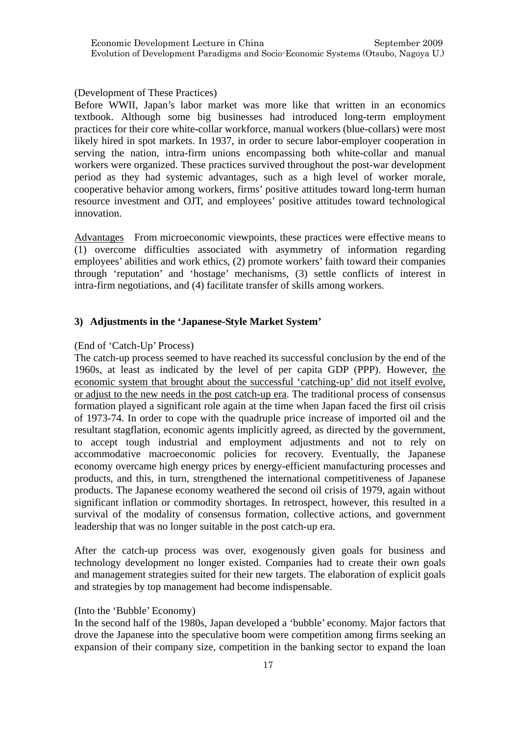(Development of These Practices)

Before WWII, Japan's labor market was more like that written in an economics textbook. Although some big businesses had introduced long-term employment practices for their core white-collar workforce, manual workers (blue-collars) were most likely hired in spot markets. In 1937, in order to secure labor-employer cooperation in serving the nation, intra-firm unions encompassing both white-collar and manual workers were organized. These practices survived throughout the post-war development period as they had systemic advantages, such as a high level of worker morale, cooperative behavior among workers, firms' positive attitudes toward long-term human resource investment and OJT, and employees' positive attitudes toward technological innovation.

<u>Advantages</u>  From microeconomic viewpoints, these practices were effective means to (1) overcome difficulties associated with asymmetry of information regarding employees' abilities and work ethics, (2) promote workers' faith toward their companies through 'reputation' and 'hostage' mechanisms, (3) settle conflicts of interest in intra-firm negotiations, and (4) facilitate transfer of skills among workers.

### 3) Adjustments in the 'Japanese-Style Market System'

(End of 'Catch-Up' Process)

The catch-up process seemed to have reached its successful conclusion by the end of the 1960s, at least as indicated by the level of per capita GDP (PPP). However, <u>the economic system that brought about the successful 'catching-up' did not itself evolve, or adjust to the new needs in the post catch-up era</u>. The traditional process of consensus formation played a significant role again at the time when Japan faced the first oil crisis of 1973-74. In order to cope with the quadruple price increase of imported oil and the resultant stagflation, economic agents implicitly agreed, as directed by the government, to accept tough industrial and employment adjustments and not to rely on accommodative macroeconomic policies for recovery. Eventually, the Japanese economy overcame high energy prices by energy-efficient manufacturing processes and products, and this, in turn, strengthened the international competitiveness of Japanese products. The Japanese economy weathered the second oil crisis of 1979, again without significant inflation or commodity shortages. In retrospect, however, this resulted in a survival of the modality of consensus formation, collective actions, and government leadership that was no longer suitable in the post catch-up era.

After the catch-up process was over, exogenously given goals for business and technology development no longer existed. Companies had to create their own goals and management strategies suited for their new targets. The elaboration of explicit goals and strategies by top management had become indispensable.

(Into the 'Bubble' Economy)

In the second half of the 1980s, Japan developed a 'bubble' economy. Major factors that drove the Japanese into the speculative boom were competition among firms seeking an expansion of their company size, competition in the banking sector to expand the loan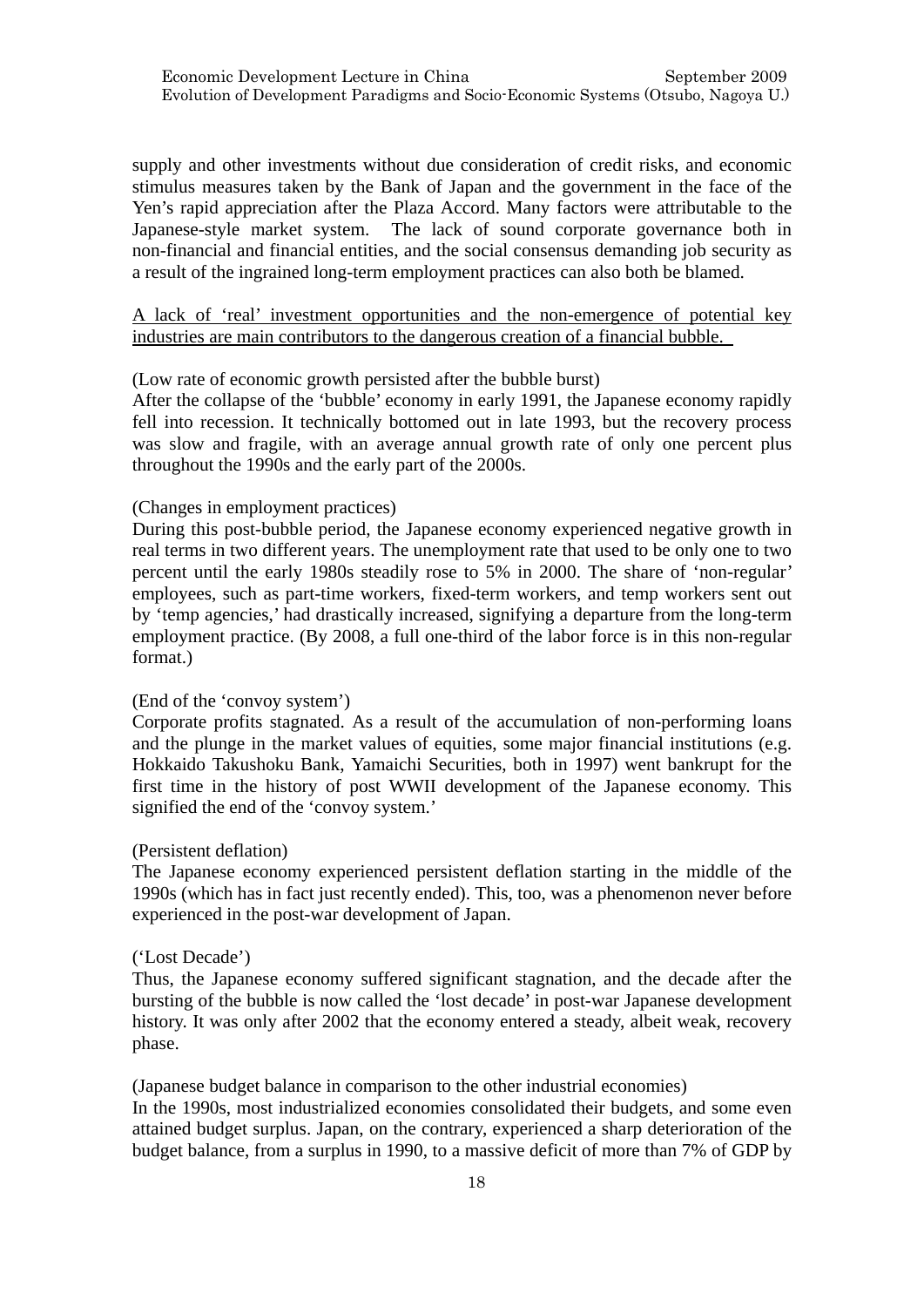supply and other investments without due consideration of credit risks, and economic stimulus measures taken by the Bank of Japan and the government in the face of the Yen's rapid appreciation after the Plaza Accord. Many factors were attributable to the Japanese-style market system. The lack of sound corporate governance both in non-financial and financial entities, and the social consensus demanding job security as a result of the ingrained long-term employment practices can also both be blamed.

<u>A lack of 'real' investment opportunities and the non-emergence of potential key industries are main contributors to the dangerous creation of a financial bubble.</u>

(Low rate of economic growth persisted after the bubble burst)
After the collapse of the 'bubble' economy in early 1991, the Japanese economy rapidly fell into recession. It technically bottomed out in late 1993, but the recovery process was slow and fragile, with an average annual growth rate of only one percent plus throughout the 1990s and the early part of the 2000s.

(Changes in employment practices)
During this post-bubble period, the Japanese economy experienced negative growth in real terms in two different years. The unemployment rate that used to be only one to two percent until the early 1980s steadily rose to 5% in 2000. The share of 'non-regular' employees, such as part-time workers, fixed-term workers, and temp workers sent out by 'temp agencies,' had drastically increased, signifying a departure from the long-term employment practice. (By 2008, a full one-third of the labor force is in this non-regular format.)

(End of the 'convoy system')
Corporate profits stagnated. As a result of the accumulation of non-performing loans and the plunge in the market values of equities, some major financial institutions (e.g. Hokkaido Takushoku Bank, Yamaichi Securities, both in 1997) went bankrupt for the first time in the history of post WWII development of the Japanese economy. This signified the end of the 'convoy system.'

(Persistent deflation)
The Japanese economy experienced persistent deflation starting in the middle of the 1990s (which has in fact just recently ended). This, too, was a phenomenon never before experienced in the post-war development of Japan.

('Lost Decade')
Thus, the Japanese economy suffered significant stagnation, and the decade after the bursting of the bubble is now called the 'lost decade' in post-war Japanese development history. It was only after 2002 that the economy entered a steady, albeit weak, recovery phase.

(Japanese budget balance in comparison to the other industrial economies)
In the 1990s, most industrialized economies consolidated their budgets, and some even attained budget surplus. Japan, on the contrary, experienced a sharp deterioration of the budget balance, from a surplus in 1990, to a massive deficit of more than 7% of GDP by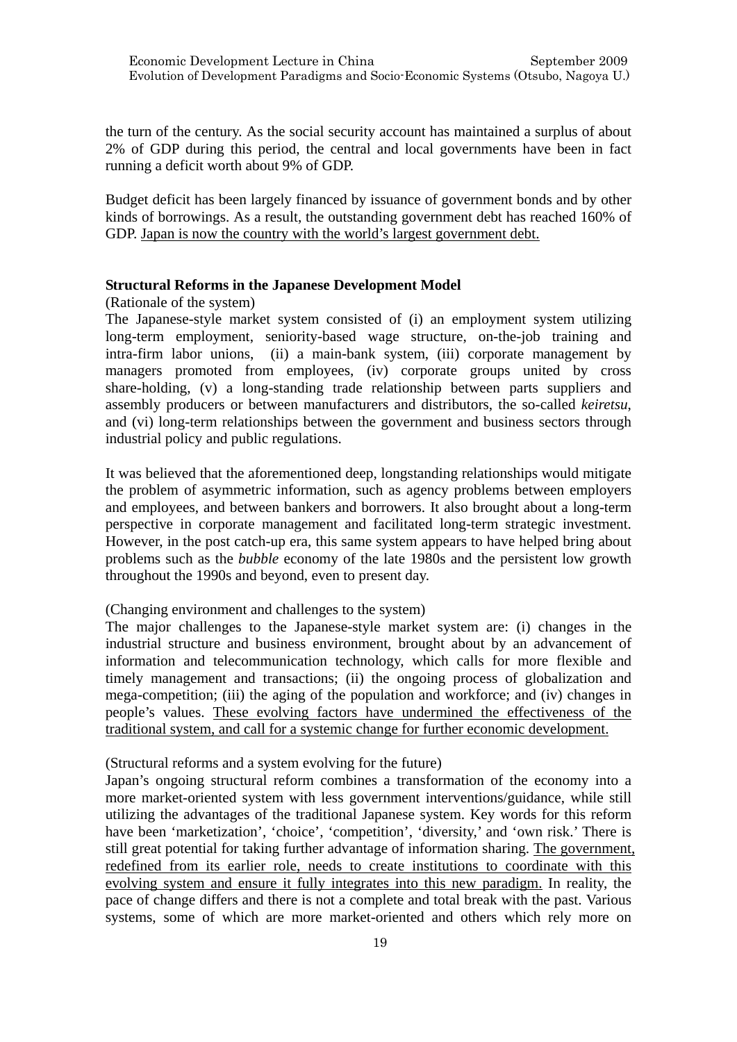the turn of the century. As the social security account has maintained a surplus of about 2% of GDP during this period, the central and local governments have been in fact running a deficit worth about 9% of GDP.

Budget deficit has been largely financed by issuance of government bonds and by other kinds of borrowings. As a result, the outstanding government debt has reached 160% of GDP. <u>Japan is now the country with the world's largest government debt.</u>

**Structural Reforms in the Japanese Development Model**

(Rationale of the system)

The Japanese-style market system consisted of (i) an employment system utilizing long-term employment, seniority-based wage structure, on-the-job training and intra-firm labor unions, (ii) a main-bank system, (iii) corporate management by managers promoted from employees, (iv) corporate groups united by cross share-holding, (v) a long-standing trade relationship between parts suppliers and assembly producers or between manufacturers and distributors, the so-called *keiretsu*, and (vi) long-term relationships between the government and business sectors through industrial policy and public regulations.

It was believed that the aforementioned deep, longstanding relationships would mitigate the problem of asymmetric information, such as agency problems between employers and employees, and between bankers and borrowers. It also brought about a long-term perspective in corporate management and facilitated long-term strategic investment. However, in the post catch-up era, this same system appears to have helped bring about problems such as the *bubble* economy of the late 1980s and the persistent low growth throughout the 1990s and beyond, even to present day.

(Changing environment and challenges to the system)

The major challenges to the Japanese-style market system are: (i) changes in the industrial structure and business environment, brought about by an advancement of information and telecommunication technology, which calls for more flexible and timely management and transactions; (ii) the ongoing process of globalization and mega-competition; (iii) the aging of the population and workforce; and (iv) changes in people's values. <u>These evolving factors have undermined the effectiveness of the traditional system, and call for a systemic change for further economic development.</u>

(Structural reforms and a system evolving for the future)

Japan's ongoing structural reform combines a transformation of the economy into a more market-oriented system with less government interventions/guidance, while still utilizing the advantages of the traditional Japanese system. Key words for this reform have been 'marketization', 'choice', 'competition', 'diversity,' and 'own risk.' There is still great potential for taking further advantage of information sharing. <u>The government, redefined from its earlier role, needs to create institutions to coordinate with this evolving system and ensure it fully integrates into this new paradigm.</u> In reality, the pace of change differs and there is not a complete and total break with the past. Various systems, some of which are more market-oriented and others which rely more on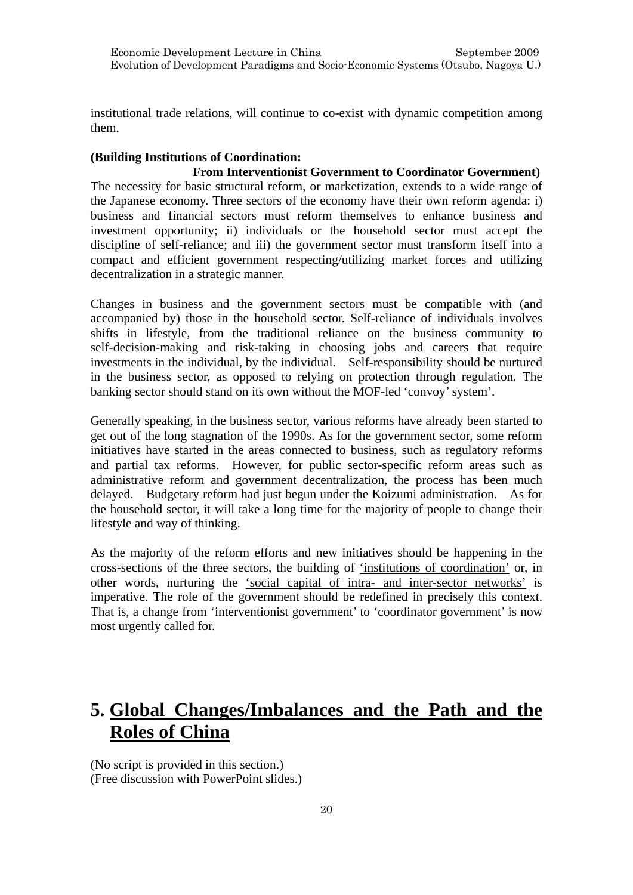institutional trade relations, will continue to co-exist with dynamic competition among them.

**(Building Institutions of Coordination:**
**From Interventionist Government to Coordinator Government)**

The necessity for basic structural reform, or marketization, extends to a wide range of the Japanese economy. Three sectors of the economy have their own reform agenda: i) business and financial sectors must reform themselves to enhance business and investment opportunity; ii) individuals or the household sector must accept the discipline of self-reliance; and iii) the government sector must transform itself into a compact and efficient government respecting/utilizing market forces and utilizing decentralization in a strategic manner.

Changes in business and the government sectors must be compatible with (and accompanied by) those in the household sector. Self-reliance of individuals involves shifts in lifestyle, from the traditional reliance on the business community to self-decision-making and risk-taking in choosing jobs and careers that require investments in the individual, by the individual. Self-responsibility should be nurtured in the business sector, as opposed to relying on protection through regulation. The banking sector should stand on its own without the MOF-led 'convoy' system'.

Generally speaking, in the business sector, various reforms have already been started to get out of the long stagnation of the 1990s. As for the government sector, some reform initiatives have started in the areas connected to business, such as regulatory reforms and partial tax reforms. However, for public sector-specific reform areas such as administrative reform and government decentralization, the process has been much delayed. Budgetary reform had just begun under the Koizumi administration. As for the household sector, it will take a long time for the majority of people to change their lifestyle and way of thinking.

As the majority of the reform efforts and new initiatives should be happening in the cross-sections of the three sectors, the building of <u>'institutions of coordination'</u> or, in other words, nurturing the <u>'social capital of intra- and inter-sector networks'</u> is imperative. The role of the government should be redefined in precisely this context. That is, a change from 'interventionist government' to 'coordinator government' is now most urgently called for.

# 5. <u>Global Changes/Imbalances and the Path and the Roles of China</u>

(No script is provided in this section.)
(Free discussion with PowerPoint slides.)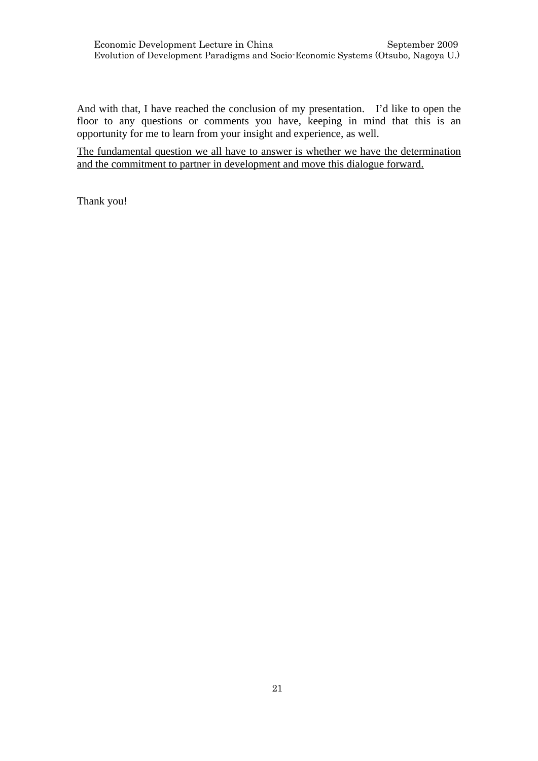And with that, I have reached the conclusion of my presentation. I'd like to open the floor to any questions or comments you have, keeping in mind that this is an opportunity for me to learn from your insight and experience, as well.

<u>The fundamental question we all have to answer is whether we have the determination and the commitment to partner in development and move this dialogue forward.</u>

Thank you!